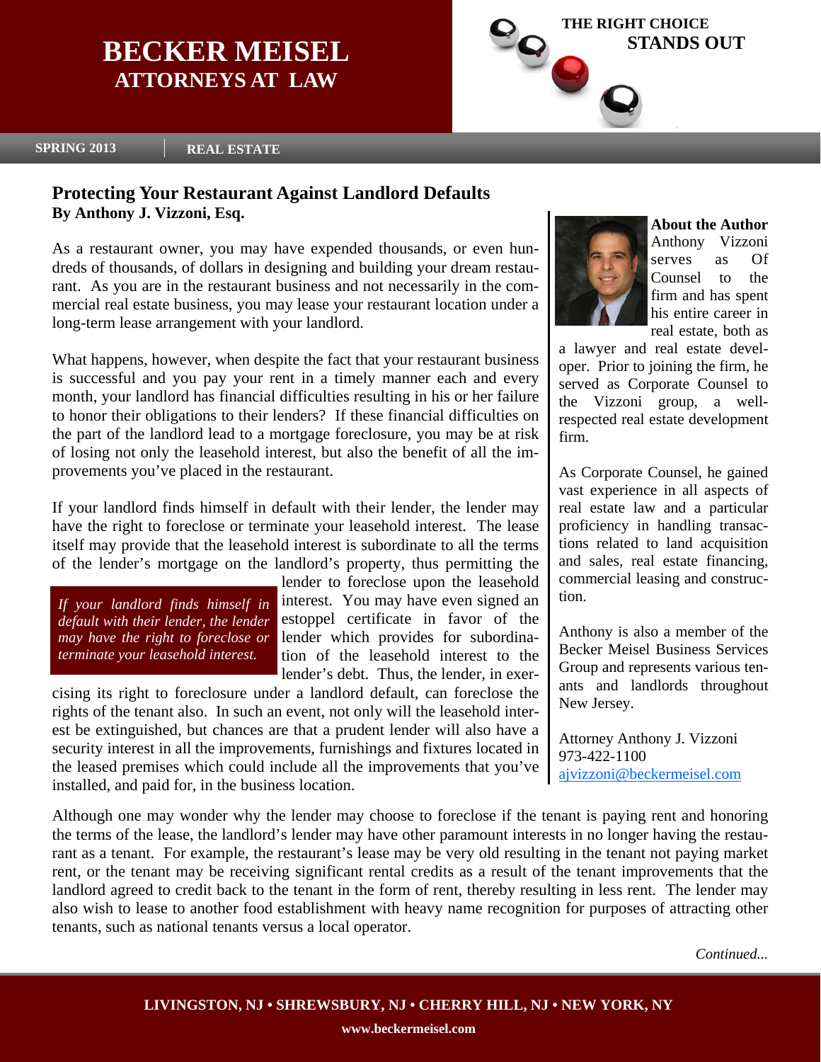# BECKER MEISEL
## ATTORNEYS AT LAW

THE RIGHT CHOICE
STANDS OUT

SPRING 2013 | REAL ESTATE

## Protecting Your Restaurant Against Landlord Defaults

**By Anthony J. Vizzoni, Esq.**

As a restaurant owner, you may have expended thousands, or even hundreds of thousands, of dollars in designing and building your dream restaurant. As you are in the restaurant business and not necessarily in the commercial real estate business, you may lease your restaurant location under a long-term lease arrangement with your landlord.

What happens, however, when despite the fact that your restaurant business is successful and you pay your rent in a timely manner each and every month, your landlord has financial difficulties resulting in his or her failure to honor their obligations to their lenders? If these financial difficulties on the part of the landlord lead to a mortgage foreclosure, you may be at risk of losing not only the leasehold interest, but also the benefit of all the improvements you've placed in the restaurant.

If your landlord finds himself in default with their lender, the lender may have the right to foreclose or terminate your leasehold interest. The lease itself may provide that the leasehold interest is subordinate to all the terms of the lender's mortgage on the landlord's property, thus permitting the lender to foreclose upon the leasehold interest. You may have even signed an estoppel certificate in favor of the lender which provides for subordination of the leasehold interest to the lender's debt. Thus, the lender, in exercising its right to foreclosure under a landlord default, can foreclose the rights of the tenant also. In such an event, not only will the leasehold interest be extinguished, but chances are that a prudent lender will also have a security interest in all the improvements, furnishings and fixtures located in the leased premises which could include all the improvements that you've installed, and paid for, in the business location.

> *If your landlord finds himself in default with their lender, the lender may have the right to foreclose or terminate your leasehold interest.*

Although one may wonder why the lender may choose to foreclose if the tenant is paying rent and honoring the terms of the lease, the landlord's lender may have other paramount interests in no longer having the restaurant as a tenant. For example, the restaurant's lease may be very old resulting in the tenant not paying market rent, or the tenant may be receiving significant rental credits as a result of the tenant improvements that the landlord agreed to credit back to the tenant in the form of rent, thereby resulting in less rent. The lender may also wish to lease to another food establishment with heavy name recognition for purposes of attracting other tenants, such as national tenants versus a local operator.

*Continued...*

### About the Author

Anthony Vizzoni serves as Of Counsel to the firm and has spent his entire career in real estate, both as a lawyer and real estate developer. Prior to joining the firm, he served as Corporate Counsel to the Vizzoni group, a well-respected real estate development firm.

As Corporate Counsel, he gained vast experience in all aspects of real estate law and a particular proficiency in handling transactions related to land acquisition and sales, real estate financing, commercial leasing and construction.

Anthony is also a member of the Becker Meisel Business Services Group and represents various tenants and landlords throughout New Jersey.

Attorney Anthony J. Vizzoni
973-422-1100
ajvizzoni@beckermeisel.com

LIVINGSTON, NJ • SHREWSBURY, NJ • CHERRY HILL, NJ • NEW YORK, NY

www.beckermeisel.com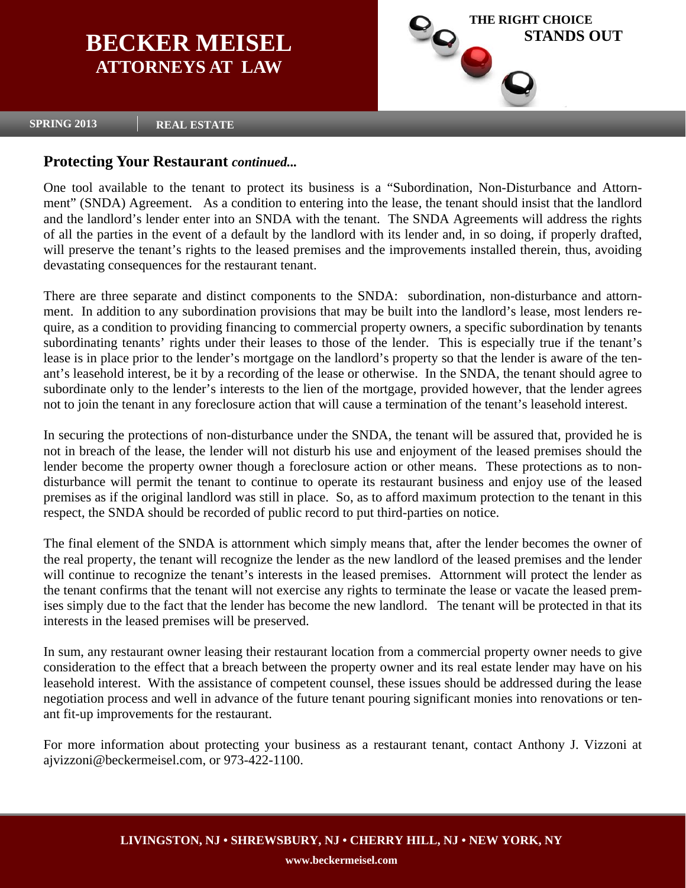## Protecting Your Restaurant *continued...*

One tool available to the tenant to protect its business is a "Subordination, Non-Disturbance and Attornment" (SNDA) Agreement. As a condition to entering into the lease, the tenant should insist that the landlord and the landlord's lender enter into an SNDA with the tenant. The SNDA Agreements will address the rights of all the parties in the event of a default by the landlord with its lender and, in so doing, if properly drafted, will preserve the tenant's rights to the leased premises and the improvements installed therein, thus, avoiding devastating consequences for the restaurant tenant.

There are three separate and distinct components to the SNDA: subordination, non-disturbance and attornment. In addition to any subordination provisions that may be built into the landlord's lease, most lenders require, as a condition to providing financing to commercial property owners, a specific subordination by tenants subordinating tenants' rights under their leases to those of the lender. This is especially true if the tenant's lease is in place prior to the lender's mortgage on the landlord's property so that the lender is aware of the tenant's leasehold interest, be it by a recording of the lease or otherwise. In the SNDA, the tenant should agree to subordinate only to the lender's interests to the lien of the mortgage, provided however, that the lender agrees not to join the tenant in any foreclosure action that will cause a termination of the tenant's leasehold interest.

In securing the protections of non-disturbance under the SNDA, the tenant will be assured that, provided he is not in breach of the lease, the lender will not disturb his use and enjoyment of the leased premises should the lender become the property owner though a foreclosure action or other means. These protections as to non-disturbance will permit the tenant to continue to operate its restaurant business and enjoy use of the leased premises as if the original landlord was still in place. So, as to afford maximum protection to the tenant in this respect, the SNDA should be recorded of public record to put third-parties on notice.

The final element of the SNDA is attornment which simply means that, after the lender becomes the owner of the real property, the tenant will recognize the lender as the new landlord of the leased premises and the lender will continue to recognize the tenant's interests in the leased premises. Attornment will protect the lender as the tenant confirms that the tenant will not exercise any rights to terminate the lease or vacate the leased premises simply due to the fact that the lender has become the new landlord. The tenant will be protected in that its interests in the leased premises will be preserved.

In sum, any restaurant owner leasing their restaurant location from a commercial property owner needs to give consideration to the effect that a breach between the property owner and its real estate lender may have on his leasehold interest. With the assistance of competent counsel, these issues should be addressed during the lease negotiation process and well in advance of the future tenant pouring significant monies into renovations or tenant fit-up improvements for the restaurant.

For more information about protecting your business as a restaurant tenant, contact Anthony J. Vizzoni at ajvizzoni@beckermeisel.com, or 973-422-1100.